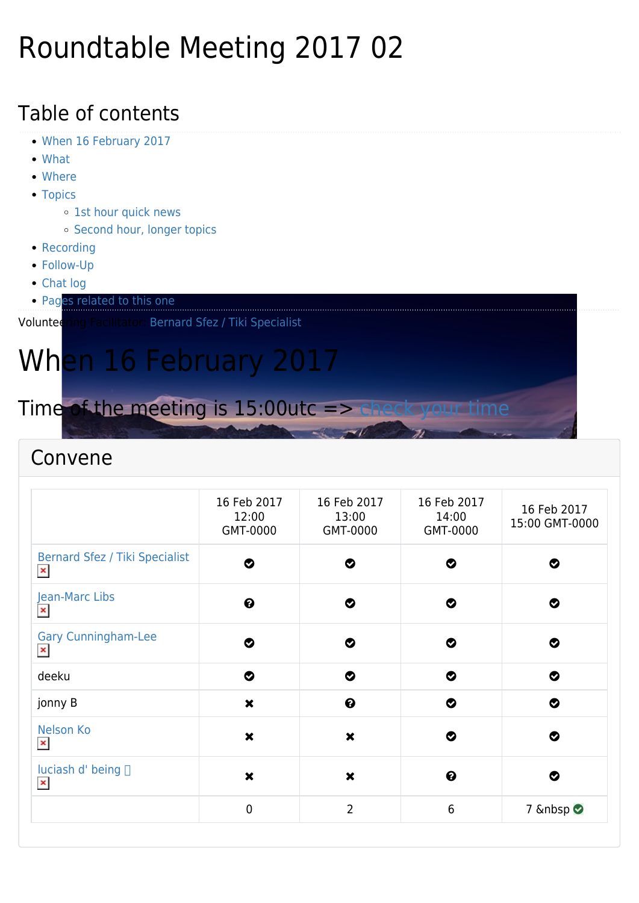# Roundtable Meeting 2017 02

## Table of contents

- When 16 February 2017
- What
- Where
- Topics
  - 1st hour quick news
  - Second hour, longer topics
- Recording
- Follow-Up
- Chat log
- Pages related to this one

Volunteering Facilitator: Bernard Sfez / Tiki Specialist

# When 16 February 2017

## Time of the meeting is 15:00utc => check your time

## Convene

| | 16 Feb 2017 12:00 GMT-0000 | 16 Feb 2017 13:00 GMT-0000 | 16 Feb 2017 14:00 GMT-0000 | 16 Feb 2017 15:00 GMT-0000 |
|---|---|---|---|---|
| Bernard Sfez / Tiki Specialist | ✔ | ✔ | ✔ | ✔ |
| Jean-Marc Libs | ? | ✔ | ✔ | ✔ |
| Gary Cunningham-Lee | ✔ | ✔ | ✔ | ✔ |
| deeku | ✔ | ✔ | ✔ | ✔ |
| jonny B | ✖ | ? | ✔ | ✔ |
| Nelson Ko | ✖ | ✖ | ✔ | ✔ |
| luciash d' being | ✖ | ✖ | ? | ✔ |
| | 0 | 2 | 6 | 7 &nbsp ✔ |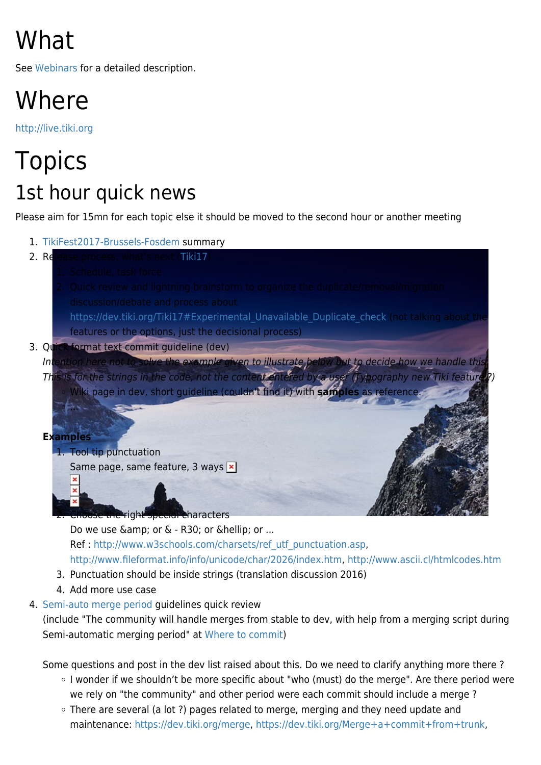# What

See Webinars for a detailed description.

# Where

http://live.tiki.org

# Topics

## 1st hour quick news

Please aim for 15mn for each topic else it should be moved to the second hour or another meeting

1. TikiFest2017-Brussels-Fosdem summary
2. Release process, what's next (Tiki17)
   1. Schedule, task force
   2. Quick review and lightning brainstorm to organize the duplicate/removal/migration discussion/debate and process about https://dev.tiki.org/Tiki17#Experimental_Unavailable_Duplicate_check (not talking about the features or the options, just the decisional process)
3. Quick format text commit guideline (dev)
   *Intention here not to solve the example given to illustrate below but to decide how we handle this.*
   *This is for the strings in the code, not the content entered by a user (Typography new Tiki feature?)*
   - Wiki page in dev, short guideline (couldn't find it) with **samples** as reference.
   - ...

   **Examples**
   1. Tool tip punctuation
      Same page, same feature, 3 ways
   2. Choose the right special characters
      Do we use &amp; or & - R30; or &hellip; or ...
      Ref : http://www.w3schools.com/charsets/ref_utf_punctuation.asp, http://www.fileformat.info/info/unicode/char/2026/index.htm, http://www.ascii.cl/htmlcodes.htm
   3. Punctuation should be inside strings (translation discussion 2016)
   4. Add more use case
4. Semi-auto merge period guidelines quick review
   (include "The community will handle merges from stable to dev, with help from a merging script during Semi-automatic merging period" at Where to commit)

   Some questions and post in the dev list raised about this. Do we need to clarify anything more there ?
   - I wonder if we shouldn't be more specific about "who (must) do the merge". Are there period were we rely on "the community" and other period were each commit should include a merge ?
   - There are several (a lot ?) pages related to merge, merging and they need update and maintenance: https://dev.tiki.org/merge, https://dev.tiki.org/Merge+a+commit+from+trunk,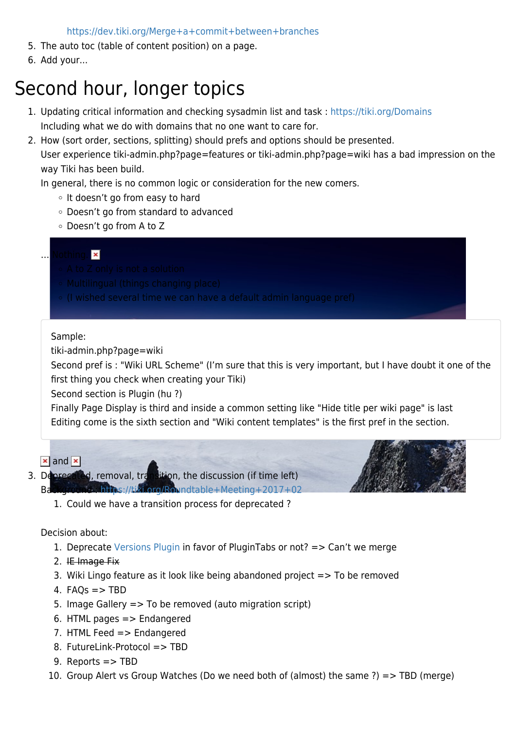https://dev.tiki.org/Merge+a+commit+between+branches

5. The auto toc (table of content position) on a page.
6. Add your...

# Second hour, longer topics

1. Updating critical information and checking sysadmin list and task : https://tiki.org/Domains
   Including what we do with domains that no one want to care for.
2. How (sort order, sections, splitting) should prefs and options should be presented.
   User experience tiki-admin.php?page=features or tiki-admin.php?page=wiki has a bad impression on the way Tiki has been build.
   In general, there is no common logic or consideration for the new comers.
   - It doesn't go from easy to hard
   - Doesn't go from standard to advanced
   - Doesn't go from A to Z

   ... Nothing.
   - A to Z only is not a solution
   - Multilingual (things changing place)
   - (I wished several time we can have a default admin language pref)

   Sample:
   tiki-admin.php?page=wiki
   Second pref is : "Wiki URL Scheme" (I'm sure that this is very important, but I have doubt it one of the first thing you check when creating your Tiki)
   Second section is Plugin (hu ?)
   Finally Page Display is third and inside a common setting like "Hide title per wiki page" is last
   Editing come is the sixth section and "Wiki content templates" is the first pref in the section.

   and
3. Deprecated, removal, transition, the discussion (if time left)
   Background : https://tiki.org/Roundtable+Meeting+2017+02
   1. Could we have a transition process for deprecated ?

   Decision about:
   1. Deprecate Versions Plugin in favor of PluginTabs or not? => Can't we merge
   2. ~~IE Image Fix~~
   3. Wiki Lingo feature as it look like being abandoned project => To be removed
   4. FAQs => TBD
   5. Image Gallery => To be removed (auto migration script)
   6. HTML pages => Endangered
   7. HTML Feed => Endangered
   8. FutureLink-Protocol => TBD
   9. Reports => TBD
   10. Group Alert vs Group Watches (Do we need both of (almost) the same ?) => TBD (merge)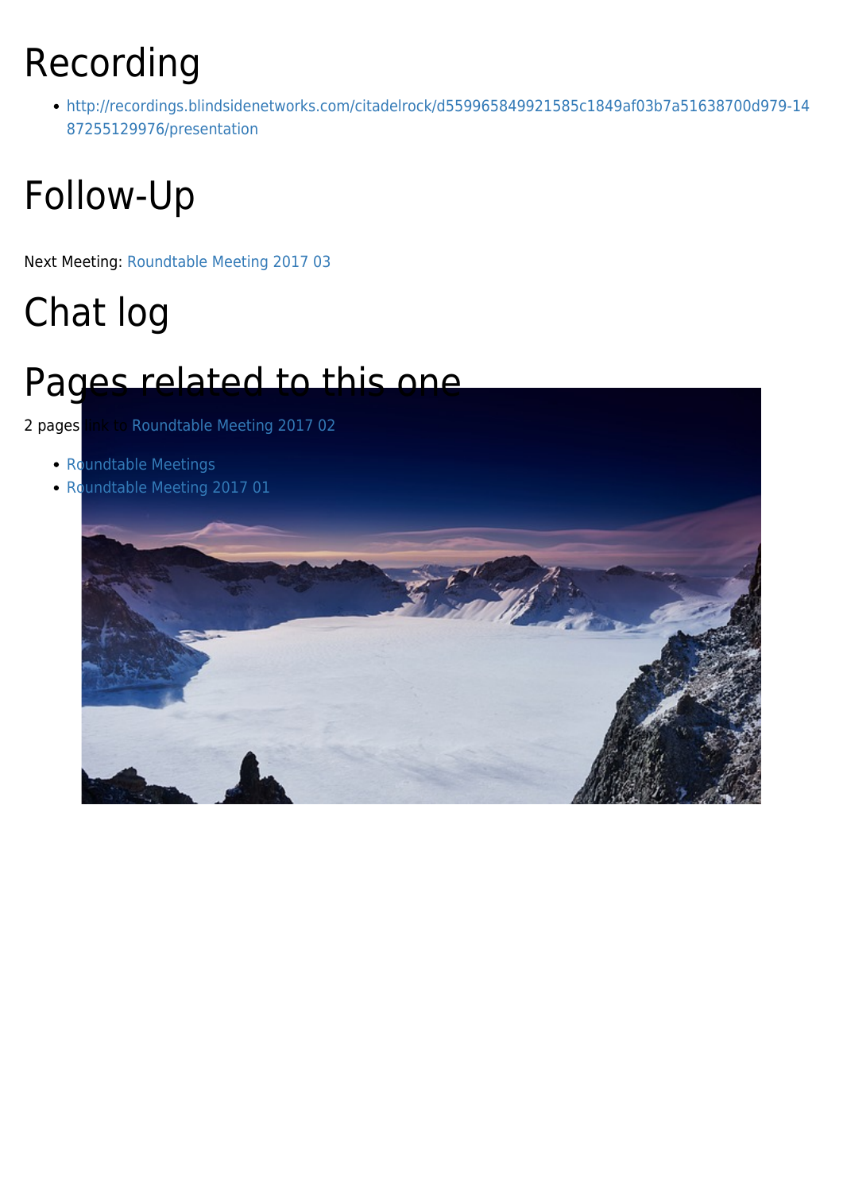# Recording

- http://recordings.blindsidenetworks.com/citadelrock/d559965849921585c1849af03b7a51638700d979-1487255129976/presentation

# Follow-Up

Next Meeting: Roundtable Meeting 2017 03

# Chat log

# Pages related to this one

2 pages link to Roundtable Meeting 2017 02

- Roundtable Meetings
- Roundtable Meeting 2017 01